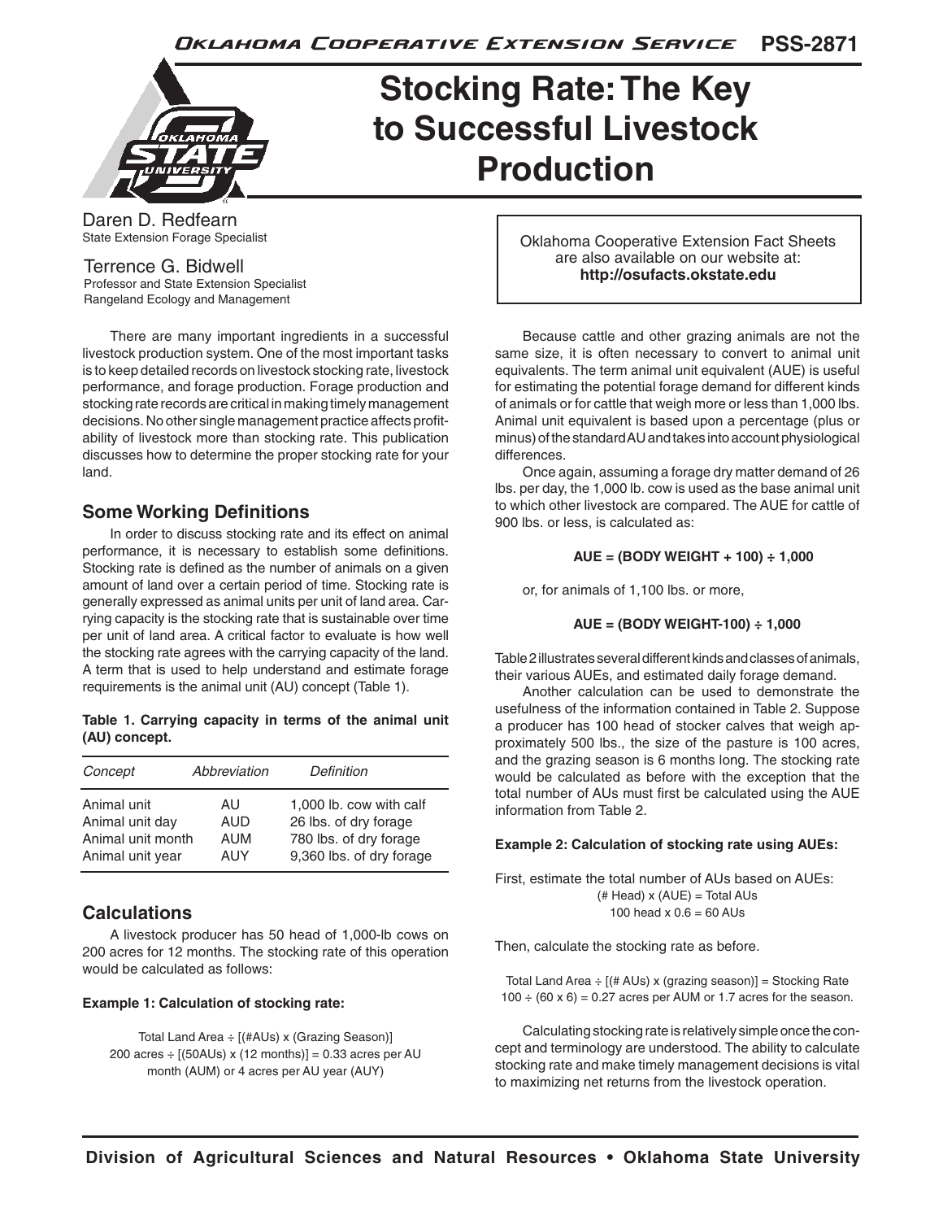# Stocking Rate: The Key to Successful Livestock Production

Daren D. Redfearn
State Extension Forage Specialist

Terrence G. Bidwell
Professor and State Extension Specialist
Rangeland Ecology and Management

Oklahoma Cooperative Extension Fact Sheets are also available on our website at: **http://osufacts.okstate.edu**

There are many important ingredients in a successful livestock production system. One of the most important tasks is to keep detailed records on livestock stocking rate, livestock performance, and forage production. Forage production and stocking rate records are critical in making timely management decisions. No other single management practice affects profitability of livestock more than stocking rate. This publication discusses how to determine the proper stocking rate for your land.

## Some Working Definitions

In order to discuss stocking rate and its effect on animal performance, it is necessary to establish some definitions. Stocking rate is defined as the number of animals on a given amount of land over a certain period of time. Stocking rate is generally expressed as animal units per unit of land area. Carrying capacity is the stocking rate that is sustainable over time per unit of land area. A critical factor to evaluate is how well the stocking rate agrees with the carrying capacity of the land. A term that is used to help understand and estimate forage requirements is the animal unit (AU) concept (Table 1).

**Table 1. Carrying capacity in terms of the animal unit (AU) concept.**

| *Concept* | *Abbreviation* | *Definition* |
|---|---|---|
| Animal unit | AU | 1,000 lb. cow with calf |
| Animal unit day | AUD | 26 lbs. of dry forage |
| Animal unit month | AUM | 780 lbs. of dry forage |
| Animal unit year | AUY | 9,360 lbs. of dry forage |

## Calculations

A livestock producer has 50 head of 1,000-lb cows on 200 acres for 12 months. The stocking rate of this operation would be calculated as follows:

**Example 1: Calculation of stocking rate:**

Total Land Area ÷ [(#AUs) x (Grazing Season)]
200 acres ÷ [(50AUs) x (12 months)] = 0.33 acres per AU month (AUM) or 4 acres per AU year (AUY)

Because cattle and other grazing animals are not the same size, it is often necessary to convert to animal unit equivalents. The term animal unit equivalent (AUE) is useful for estimating the potential forage demand for different kinds of animals or for cattle that weigh more or less than 1,000 lbs. Animal unit equivalent is based upon a percentage (plus or minus) of the standard AU and takes into account physiological differences.

Once again, assuming a forage dry matter demand of 26 lbs. per day, the 1,000 lb. cow is used as the base animal unit to which other livestock are compared. The AUE for cattle of 900 lbs. or less, is calculated as:

**AUE = (BODY WEIGHT + 100) ÷ 1,000**

or, for animals of 1,100 lbs. or more,

**AUE = (BODY WEIGHT-100) ÷ 1,000**

Table 2 illustrates several different kinds and classes of animals, their various AUEs, and estimated daily forage demand.

Another calculation can be used to demonstrate the usefulness of the information contained in Table 2. Suppose a producer has 100 head of stocker calves that weigh approximately 500 lbs., the size of the pasture is 100 acres, and the grazing season is 6 months long. The stocking rate would be calculated as before with the exception that the total number of AUs must first be calculated using the AUE information from Table 2.

**Example 2: Calculation of stocking rate using AUEs:**

First, estimate the total number of AUs based on AUEs:
(# Head) x (AUE) = Total AUs
100 head x 0.6 = 60 AUs

Then, calculate the stocking rate as before.

Total Land Area ÷ [(# AUs) x (grazing season)] = Stocking Rate
100 ÷ (60 x 6) = 0.27 acres per AUM or 1.7 acres for the season.

Calculating stocking rate is relatively simple once the concept and terminology are understood. The ability to calculate stocking rate and make timely management decisions is vital to maximizing net returns from the livestock operation.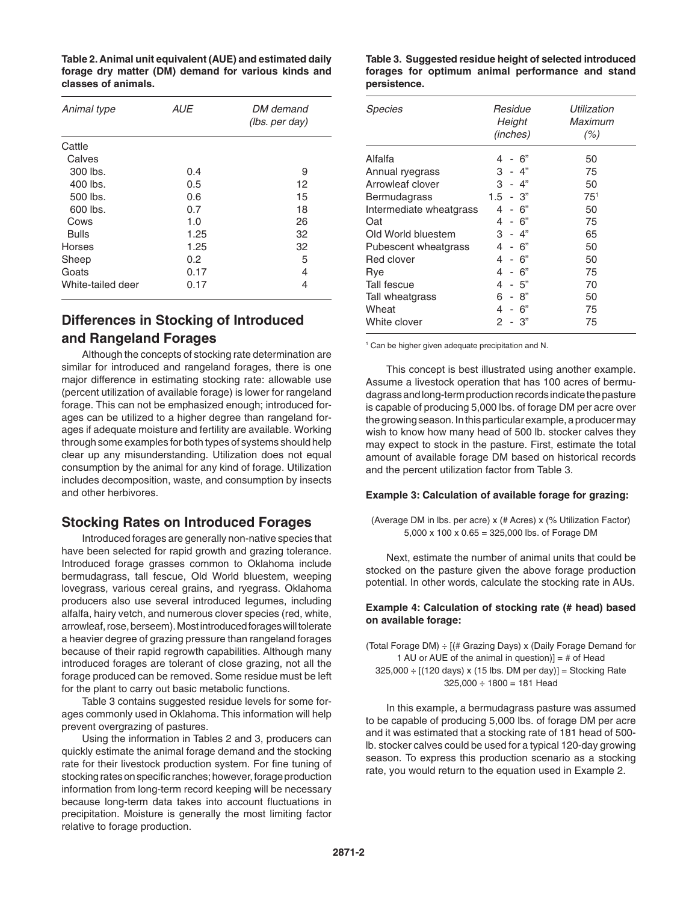**Table 2. Animal unit equivalent (AUE) and estimated daily forage dry matter (DM) demand for various kinds and classes of animals.**

| *Animal type* | *AUE* | *DM demand (lbs. per day)* |
|---|---|---|
| Cattle | | |
| Calves | | |
| 300 lbs. | 0.4 | 9 |
| 400 lbs. | 0.5 | 12 |
| 500 lbs. | 0.6 | 15 |
| 600 lbs. | 0.7 | 18 |
| Cows | 1.0 | 26 |
| Bulls | 1.25 | 32 |
| Horses | 1.25 | 32 |
| Sheep | 0.2 | 5 |
| Goats | 0.17 | 4 |
| White-tailed deer | 0.17 | 4 |

## Differences in Stocking of Introduced and Rangeland Forages

Although the concepts of stocking rate determination are similar for introduced and rangeland forages, there is one major difference in estimating stocking rate: allowable use (percent utilization of available forage) is lower for rangeland forage. This can not be emphasized enough; introduced forages can be utilized to a higher degree than rangeland forages if adequate moisture and fertility are available. Working through some examples for both types of systems should help clear up any misunderstanding. Utilization does not equal consumption by the animal for any kind of forage. Utilization includes decomposition, waste, and consumption by insects and other herbivores.

## Stocking Rates on Introduced Forages

Introduced forages are generally non-native species that have been selected for rapid growth and grazing tolerance. Introduced forage grasses common to Oklahoma include bermudagrass, tall fescue, Old World bluestem, weeping lovegrass, various cereal grains, and ryegrass. Oklahoma producers also use several introduced legumes, including alfalfa, hairy vetch, and numerous clover species (red, white, arrowleaf, rose, berseem). Most introduced forages will tolerate a heavier degree of grazing pressure than rangeland forages because of their rapid regrowth capabilities. Although many introduced forages are tolerant of close grazing, not all the forage produced can be removed. Some residue must be left for the plant to carry out basic metabolic functions.

Table 3 contains suggested residue levels for some forages commonly used in Oklahoma. This information will help prevent overgrazing of pastures.

Using the information in Tables 2 and 3, producers can quickly estimate the animal forage demand and the stocking rate for their livestock production system. For fine tuning of stocking rates on specific ranches; however, forage production information from long-term record keeping will be necessary because long-term data takes into account fluctuations in precipitation. Moisture is generally the most limiting factor relative to forage production.

**Table 3. Suggested residue height of selected introduced forages for optimum animal performance and stand persistence.**

| *Species* | *Residue Height (inches)* | *Utilization Maximum (%)* |
|---|---|---|
| Alfalfa | 4 - 6" | 50 |
| Annual ryegrass | 3 - 4" | 75 |
| Arrowleaf clover | 3 - 4" | 50 |
| Bermudagrass | 1.5 - 3" | 75[1] |
| Intermediate wheatgrass | 4 - 6" | 50 |
| Oat | 4 - 6" | 75 |
| Old World bluestem | 3 - 4" | 65 |
| Pubescent wheatgrass | 4 - 6" | 50 |
| Red clover | 4 - 6" | 50 |
| Rye | 4 - 6" | 75 |
| Tall fescue | 4 - 5" | 70 |
| Tall wheatgrass | 6 - 8" | 50 |
| Wheat | 4 - 6" | 75 |
| White clover | 2 - 3" | 75 |

[1] Can be higher given adequate precipitation and N.

This concept is best illustrated using another example. Assume a livestock operation that has 100 acres of bermudagrass and long-term production records indicate the pasture is capable of producing 5,000 lbs. of forage DM per acre over the growing season. In this particular example, a producer may wish to know how many head of 500 lb. stocker calves they may expect to stock in the pasture. First, estimate the total amount of available forage DM based on historical records and the percent utilization factor from Table 3.

**Example 3: Calculation of available forage for grazing:**

(Average DM in lbs. per acre) x (# Acres) x (% Utilization Factor)
5,000 x 100 x 0.65 = 325,000 lbs. of Forage DM

Next, estimate the number of animal units that could be stocked on the pasture given the above forage production potential. In other words, calculate the stocking rate in AUs.

**Example 4: Calculation of stocking rate (# head) based on available forage:**

(Total Forage DM) ÷ [(# Grazing Days) x (Daily Forage Demand for 1 AU or AUE of the animal in question)] = # of Head
325,000 ÷ [(120 days) x (15 lbs. DM per day)] = Stocking Rate
325,000 ÷ 1800 = 181 Head

In this example, a bermudagrass pasture was assumed to be capable of producing 5,000 lbs. of forage DM per acre and it was estimated that a stocking rate of 181 head of 500-lb. stocker calves could be used for a typical 120-day growing season. To express this production scenario as a stocking rate, you would return to the equation used in Example 2.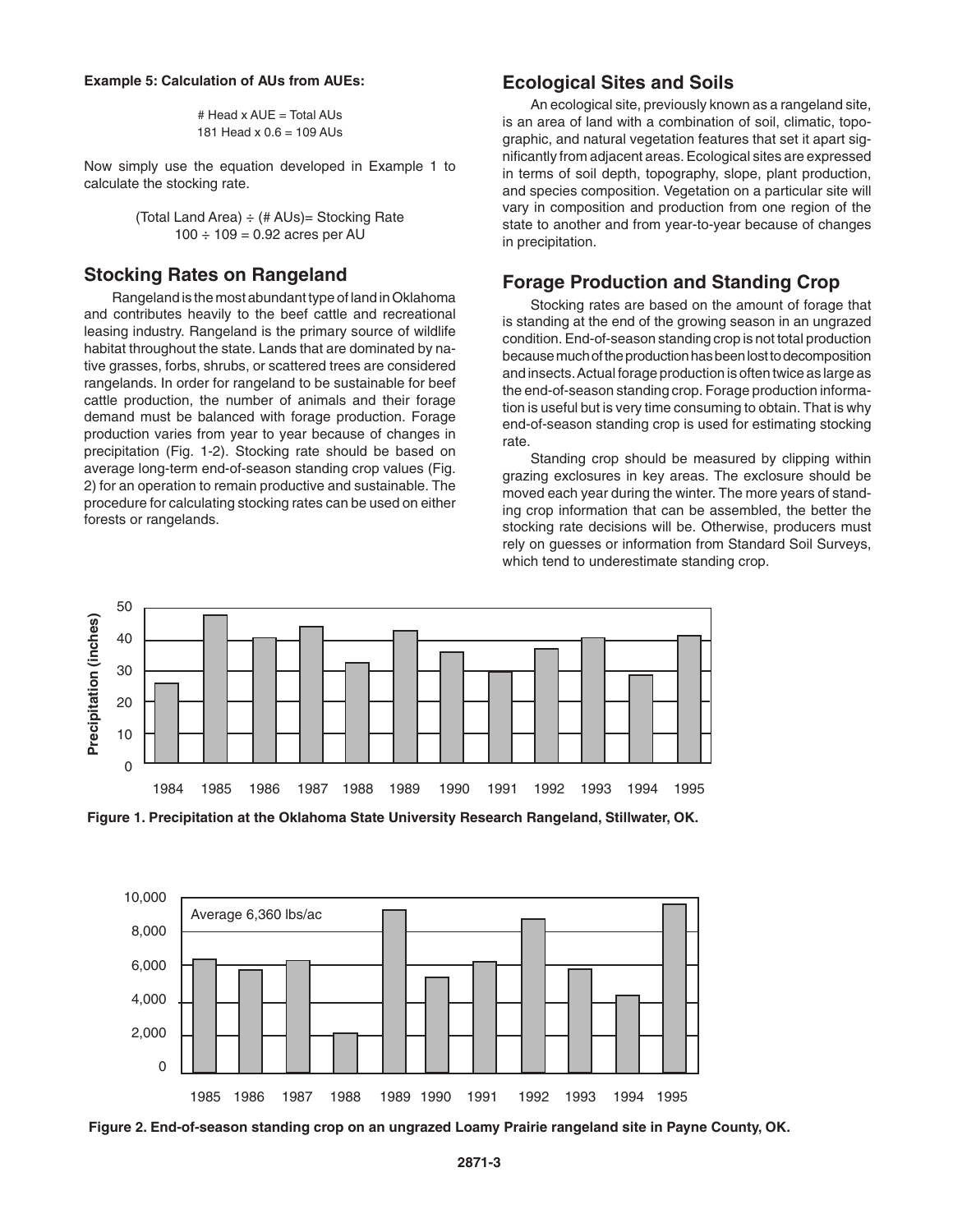**Example 5: Calculation of AUs from AUEs:**

# Head x AUE = Total AUs
181 Head x 0.6 = 109 AUs

Now simply use the equation developed in Example 1 to calculate the stocking rate.

(Total Land Area) ÷ (# AUs)= Stocking Rate
100 ÷ 109 = 0.92 acres per AU

## Stocking Rates on Rangeland

Rangeland is the most abundant type of land in Oklahoma and contributes heavily to the beef cattle and recreational leasing industry. Rangeland is the primary source of wildlife habitat throughout the state. Lands that are dominated by native grasses, forbs, shrubs, or scattered trees are considered rangelands. In order for rangeland to be sustainable for beef cattle production, the number of animals and their forage demand must be balanced with forage production. Forage production varies from year to year because of changes in precipitation (Fig. 1-2). Stocking rate should be based on average long-term end-of-season standing crop values (Fig. 2) for an operation to remain productive and sustainable. The procedure for calculating stocking rates can be used on either forests or rangelands.

## Ecological Sites and Soils

An ecological site, previously known as a rangeland site, is an area of land with a combination of soil, climatic, topographic, and natural vegetation features that set it apart significantly from adjacent areas. Ecological sites are expressed in terms of soil depth, topography, slope, plant production, and species composition. Vegetation on a particular site will vary in composition and production from one region of the state to another and from year-to-year because of changes in precipitation.

## Forage Production and Standing Crop

Stocking rates are based on the amount of forage that is standing at the end of the growing season in an ungrazed condition. End-of-season standing crop is not total production because much of the production has been lost to decomposition and insects. Actual forage production is often twice as large as the end-of-season standing crop. Forage production information is useful but is very time consuming to obtain. That is why end-of-season standing crop is used for estimating stocking rate.

Standing crop should be measured by clipping within grazing exclosures in key areas. The exclosure should be moved each year during the winter. The more years of standing crop information that can be assembled, the better the stocking rate decisions will be. Otherwise, producers must rely on guesses or information from Standard Soil Surveys, which tend to underestimate standing crop.

**Figure 1. Precipitation at the Oklahoma State University Research Rangeland, Stillwater, OK.**

**Figure 2. End-of-season standing crop on an ungrazed Loamy Prairie rangeland site in Payne County, OK.**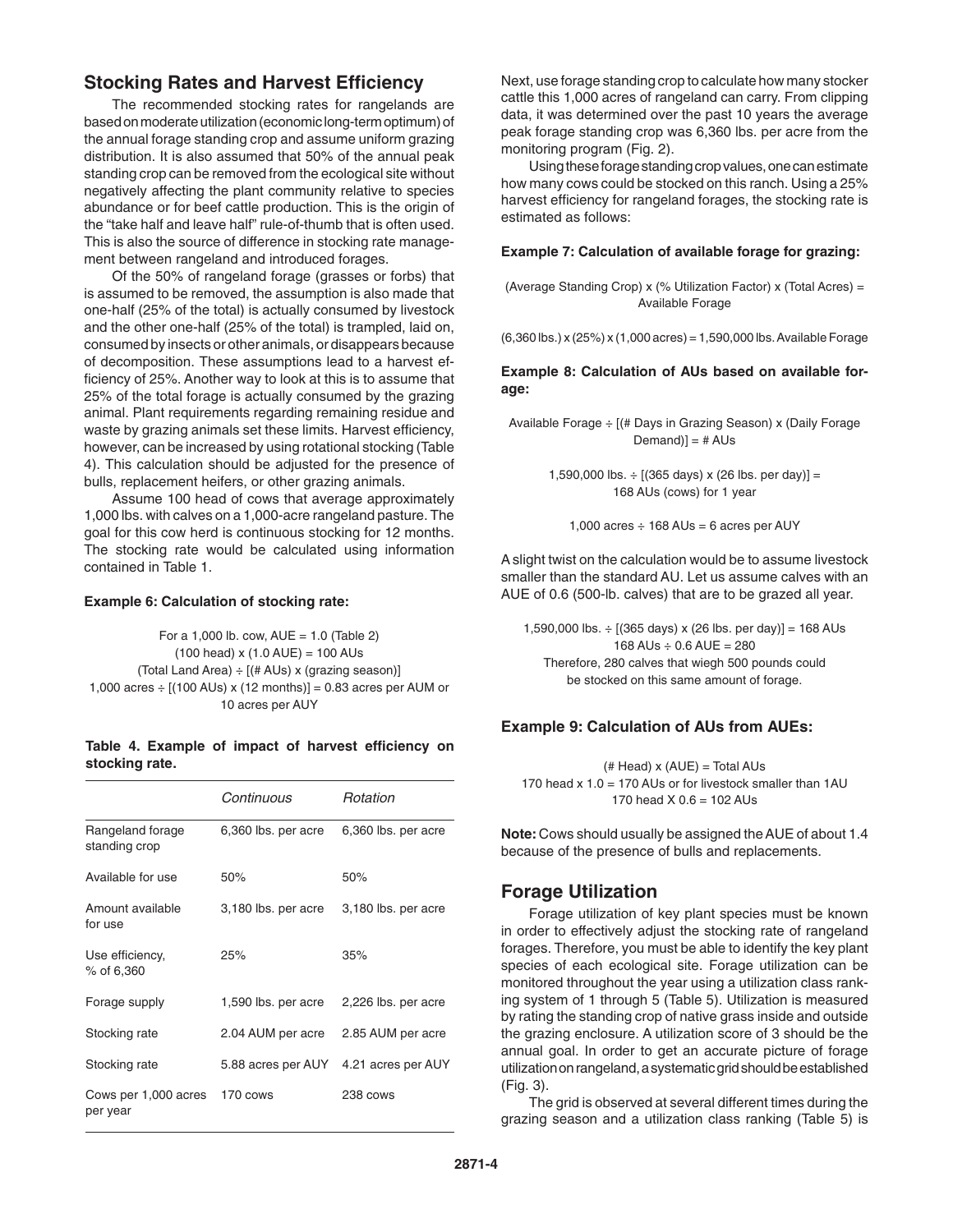## Stocking Rates and Harvest Efficiency

The recommended stocking rates for rangelands are based on moderate utilization (economic long-term optimum) of the annual forage standing crop and assume uniform grazing distribution. It is also assumed that 50% of the annual peak standing crop can be removed from the ecological site without negatively affecting the plant community relative to species abundance or for beef cattle production. This is the origin of the "take half and leave half" rule-of-thumb that is often used. This is also the source of difference in stocking rate management between rangeland and introduced forages.

Of the 50% of rangeland forage (grasses or forbs) that is assumed to be removed, the assumption is also made that one-half (25% of the total) is actually consumed by livestock and the other one-half (25% of the total) is trampled, laid on, consumed by insects or other animals, or disappears because of decomposition. These assumptions lead to a harvest efficiency of 25%. Another way to look at this is to assume that 25% of the total forage is actually consumed by the grazing animal. Plant requirements regarding remaining residue and waste by grazing animals set these limits. Harvest efficiency, however, can be increased by using rotational stocking (Table 4). This calculation should be adjusted for the presence of bulls, replacement heifers, or other grazing animals.

Assume 100 head of cows that average approximately 1,000 lbs. with calves on a 1,000-acre rangeland pasture. The goal for this cow herd is continuous stocking for 12 months. The stocking rate would be calculated using information contained in Table 1.

**Example 6: Calculation of stocking rate:**

For a 1,000 lb. cow, AUE = 1.0 (Table 2)
(100 head) x (1.0 AUE) = 100 AUs
(Total Land Area) ÷ [(# AUs) x (grazing season)]
1,000 acres ÷ [(100 AUs) x (12 months)] = 0.83 acres per AUM or 10 acres per AUY

**Table 4. Example of impact of harvest efficiency on stocking rate.**

| | *Continuous* | *Rotation* |
|---|---|---|
| Rangeland forage standing crop | 6,360 lbs. per acre | 6,360 lbs. per acre |
| Available for use | 50% | 50% |
| Amount available for use | 3,180 lbs. per acre | 3,180 lbs. per acre |
| Use efficiency, % of 6,360 | 25% | 35% |
| Forage supply | 1,590 lbs. per acre | 2,226 lbs. per acre |
| Stocking rate | 2.04 AUM per acre | 2.85 AUM per acre |
| Stocking rate | 5.88 acres per AUY | 4.21 acres per AUY |
| Cows per 1,000 acres per year | 170 cows | 238 cows |

Next, use forage standing crop to calculate how many stocker cattle this 1,000 acres of rangeland can carry. From clipping data, it was determined over the past 10 years the average peak forage standing crop was 6,360 lbs. per acre from the monitoring program (Fig. 2).

Using these forage standing crop values, one can estimate how many cows could be stocked on this ranch. Using a 25% harvest efficiency for rangeland forages, the stocking rate is estimated as follows:

**Example 7: Calculation of available forage for grazing:**

(Average Standing Crop) x (% Utilization Factor) x (Total Acres) = Available Forage

(6,360 lbs.) x (25%) x (1,000 acres) = 1,590,000 lbs. Available Forage

**Example 8: Calculation of AUs based on available forage:**

Available Forage ÷ [(# Days in Grazing Season) x (Daily Forage Demand)] = # AUs

1,590,000 lbs. ÷ [(365 days) x (26 lbs. per day)] = 168 AUs (cows) for 1 year

1,000 acres ÷ 168 AUs = 6 acres per AUY

A slight twist on the calculation would be to assume livestock smaller than the standard AU. Let us assume calves with an AUE of 0.6 (500-lb. calves) that are to be grazed all year.

1,590,000 lbs. ÷ [(365 days) x (26 lbs. per day)] = 168 AUs
168 AUs ÷ 0.6 AUE = 280
Therefore, 280 calves that wiegh 500 pounds could be stocked on this same amount of forage.

**Example 9: Calculation of AUs from AUEs:**

(# Head) x (AUE) = Total AUs
170 head x 1.0 = 170 AUs or for livestock smaller than 1AU
170 head X 0.6 = 102 AUs

**Note:** Cows should usually be assigned the AUE of about 1.4 because of the presence of bulls and replacements.

## Forage Utilization

Forage utilization of key plant species must be known in order to effectively adjust the stocking rate of rangeland forages. Therefore, you must be able to identify the key plant species of each ecological site. Forage utilization can be monitored throughout the year using a utilization class ranking system of 1 through 5 (Table 5). Utilization is measured by rating the standing crop of native grass inside and outside the grazing enclosure. A utilization score of 3 should be the annual goal. In order to get an accurate picture of forage utilization on rangeland, a systematic grid should be established (Fig. 3).

The grid is observed at several different times during the grazing season and a utilization class ranking (Table 5) is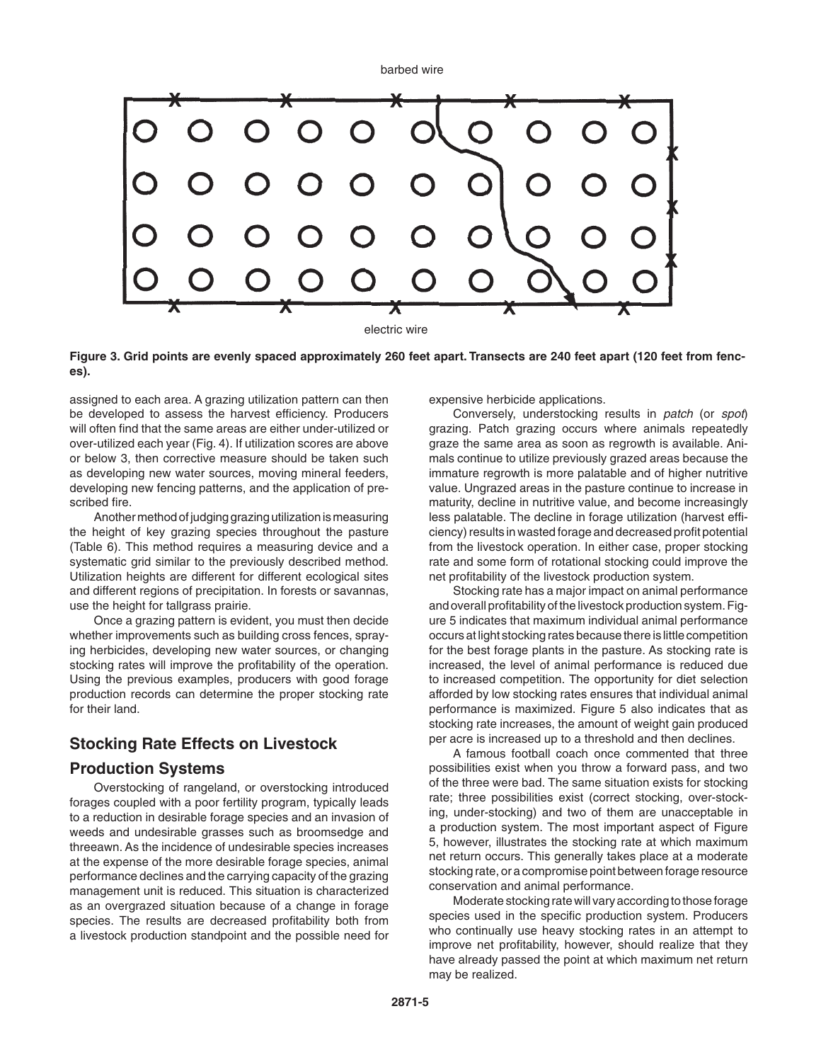barbed wire

electric wire

**Figure 3. Grid points are evenly spaced approximately 260 feet apart. Transects are 240 feet apart (120 feet from fences).**

assigned to each area. A grazing utilization pattern can then be developed to assess the harvest efficiency. Producers will often find that the same areas are either under-utilized or over-utilized each year (Fig. 4). If utilization scores are above or below 3, then corrective measure should be taken such as developing new water sources, moving mineral feeders, developing new fencing patterns, and the application of prescribed fire.

Another method of judging grazing utilization is measuring the height of key grazing species throughout the pasture (Table 6). This method requires a measuring device and a systematic grid similar to the previously described method. Utilization heights are different for different ecological sites and different regions of precipitation. In forests or savannas, use the height for tallgrass prairie.

Once a grazing pattern is evident, you must then decide whether improvements such as building cross fences, spraying herbicides, developing new water sources, or changing stocking rates will improve the profitability of the operation. Using the previous examples, producers with good forage production records can determine the proper stocking rate for their land.

## Stocking Rate Effects on Livestock Production Systems

Overstocking of rangeland, or overstocking introduced forages coupled with a poor fertility program, typically leads to a reduction in desirable forage species and an invasion of weeds and undesirable grasses such as broomsedge and threeawn. As the incidence of undesirable species increases at the expense of the more desirable forage species, animal performance declines and the carrying capacity of the grazing management unit is reduced. This situation is characterized as an overgrazed situation because of a change in forage species. The results are decreased profitability both from a livestock production standpoint and the possible need for expensive herbicide applications.

Conversely, understocking results in *patch* (or *spot*) grazing. Patch grazing occurs where animals repeatedly graze the same area as soon as regrowth is available. Animals continue to utilize previously grazed areas because the immature regrowth is more palatable and of higher nutritive value. Ungrazed areas in the pasture continue to increase in maturity, decline in nutritive value, and become increasingly less palatable. The decline in forage utilization (harvest efficiency) results in wasted forage and decreased profit potential from the livestock operation. In either case, proper stocking rate and some form of rotational stocking could improve the net profitability of the livestock production system.

Stocking rate has a major impact on animal performance and overall profitability of the livestock production system. Figure 5 indicates that maximum individual animal performance occurs at light stocking rates because there is little competition for the best forage plants in the pasture. As stocking rate is increased, the level of animal performance is reduced due to increased competition. The opportunity for diet selection afforded by low stocking rates ensures that individual animal performance is maximized. Figure 5 also indicates that as stocking rate increases, the amount of weight gain produced per acre is increased up to a threshold and then declines.

A famous football coach once commented that three possibilities exist when you throw a forward pass, and two of the three were bad. The same situation exists for stocking rate; three possibilities exist (correct stocking, over-stocking, under-stocking) and two of them are unacceptable in a production system. The most important aspect of Figure 5, however, illustrates the stocking rate at which maximum net return occurs. This generally takes place at a moderate stocking rate, or a compromise point between forage resource conservation and animal performance.

Moderate stocking rate will vary according to those forage species used in the specific production system. Producers who continually use heavy stocking rates in an attempt to improve net profitability, however, should realize that they have already passed the point at which maximum net return may be realized.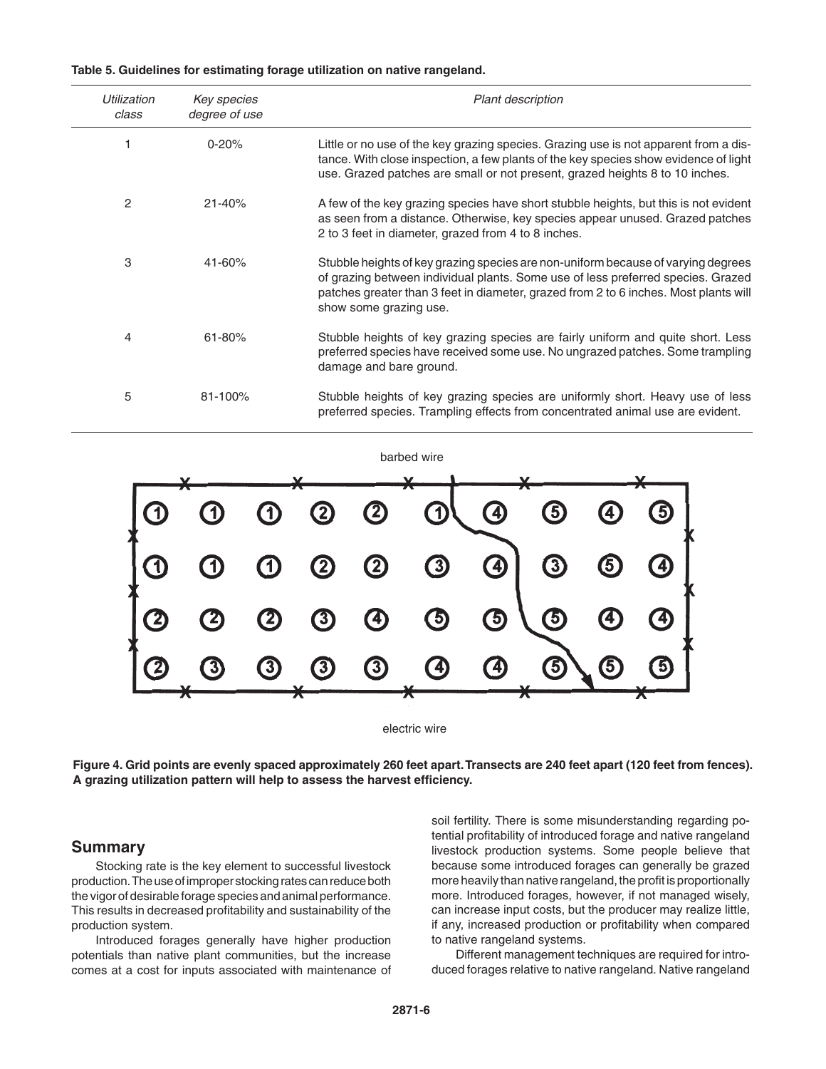**Table 5. Guidelines for estimating forage utilization on native rangeland.**

| *Utilization class* | *Key species degree of use* | *Plant description* |
|---|---|---|
| 1 | 0-20% | Little or no use of the key grazing species. Grazing use is not apparent from a distance. With close inspection, a few plants of the key species show evidence of light use. Grazed patches are small or not present, grazed heights 8 to 10 inches. |
| 2 | 21-40% | A few of the key grazing species have short stubble heights, but this is not evident as seen from a distance. Otherwise, key species appear unused. Grazed patches 2 to 3 feet in diameter, grazed from 4 to 8 inches. |
| 3 | 41-60% | Stubble heights of key grazing species are non-uniform because of varying degrees of grazing between individual plants. Some use of less preferred species. Grazed patches greater than 3 feet in diameter, grazed from 2 to 6 inches. Most plants will show some grazing use. |
| 4 | 61-80% | Stubble heights of key grazing species are fairly uniform and quite short. Less preferred species have received some use. No ungrazed patches. Some trampling damage and bare ground. |
| 5 | 81-100% | Stubble heights of key grazing species are uniformly short. Heavy use of less preferred species. Trampling effects from concentrated animal use are evident. |

**Figure 4. Grid points are evenly spaced approximately 260 feet apart. Transects are 240 feet apart (120 feet from fences). A grazing utilization pattern will help to assess the harvest efficiency.**

## Summary

Stocking rate is the key element to successful livestock production. The use of improper stocking rates can reduce both the vigor of desirable forage species and animal performance. This results in decreased profitability and sustainability of the production system.

Introduced forages generally have higher production potentials than native plant communities, but the increase comes at a cost for inputs associated with maintenance of soil fertility. There is some misunderstanding regarding potential profitability of introduced forage and native rangeland livestock production systems. Some people believe that because some introduced forages can generally be grazed more heavily than native rangeland, the profit is proportionally more. Introduced forages, however, if not managed wisely, can increase input costs, but the producer may realize little, if any, increased production or profitability when compared to native rangeland systems.

Different management techniques are required for introduced forages relative to native rangeland. Native rangeland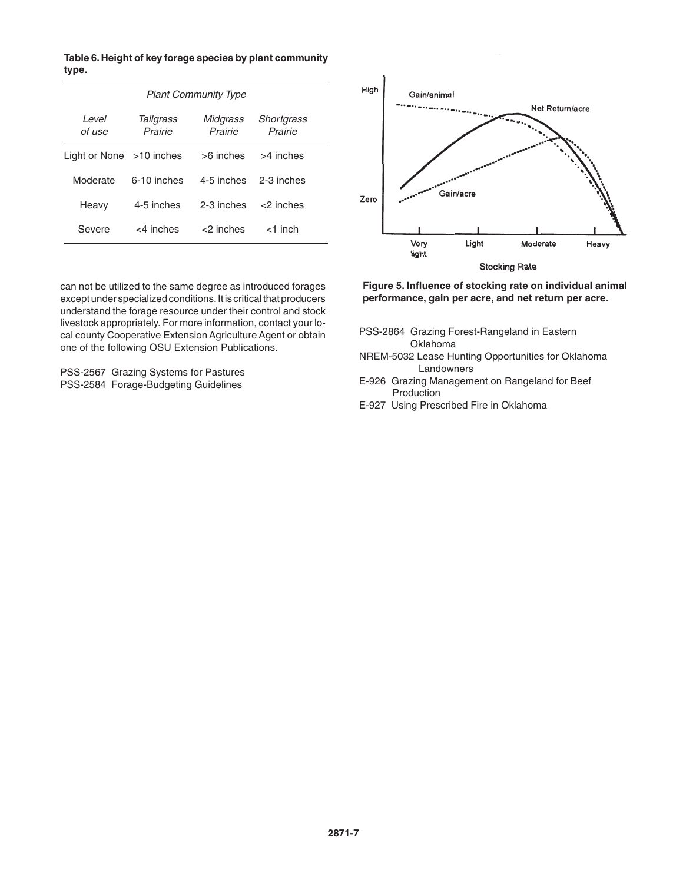**Table 6. Height of key forage species by plant community type.**

| | *Plant Community Type* | | |
|---|---|---|---|
| *Level of use* | *Tallgrass Prairie* | *Midgrass Prairie* | *Shortgrass Prairie* |
| Light or None | >10 inches | >6 inches | >4 inches |
| Moderate | 6-10 inches | 4-5 inches | 2-3 inches |
| Heavy | 4-5 inches | 2-3 inches | <2 inches |
| Severe | <4 inches | <2 inches | <1 inch |

can not be utilized to the same degree as introduced forages except under specialized conditions. It is critical that producers understand the forage resource under their control and stock livestock appropriately. For more information, contact your local county Cooperative Extension Agriculture Agent or obtain one of the following OSU Extension Publications.

PSS-2567 Grazing Systems for Pastures
PSS-2584 Forage-Budgeting Guidelines
PSS-2864 Grazing Forest-Rangeland in Eastern Oklahoma
NREM-5032 Lease Hunting Opportunities for Oklahoma Landowners
E-926 Grazing Management on Rangeland for Beef Production
E-927 Using Prescribed Fire in Oklahoma

**Figure 5. Influence of stocking rate on individual animal performance, gain per acre, and net return per acre.**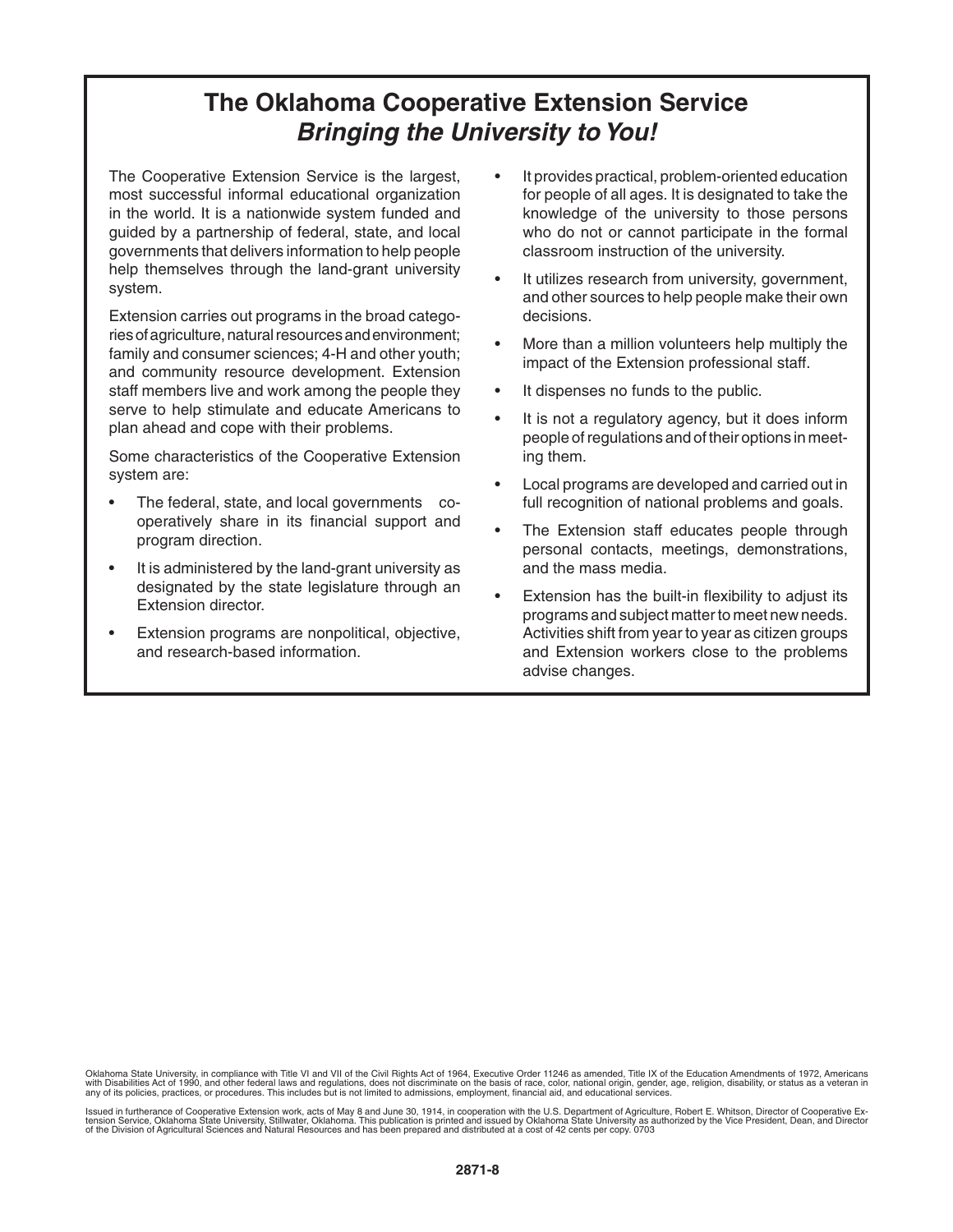## The Oklahoma Cooperative Extension Service
### *Bringing the University to You!*

The Cooperative Extension Service is the largest, most successful informal educational organization in the world. It is a nationwide system funded and guided by a partnership of federal, state, and local governments that delivers information to help people help themselves through the land-grant university system.

Extension carries out programs in the broad categories of agriculture, natural resources and environment; family and consumer sciences; 4-H and other youth; and community resource development. Extension staff members live and work among the people they serve to help stimulate and educate Americans to plan ahead and cope with their problems.

Some characteristics of the Cooperative Extension system are:

- The federal, state, and local governments cooperatively share in its financial support and program direction.
- It is administered by the land-grant university as designated by the state legislature through an Extension director.
- Extension programs are nonpolitical, objective, and research-based information.
- It provides practical, problem-oriented education for people of all ages. It is designated to take the knowledge of the university to those persons who do not or cannot participate in the formal classroom instruction of the university.
- It utilizes research from university, government, and other sources to help people make their own decisions.
- More than a million volunteers help multiply the impact of the Extension professional staff.
- It dispenses no funds to the public.
- It is not a regulatory agency, but it does inform people of regulations and of their options in meeting them.
- Local programs are developed and carried out in full recognition of national problems and goals.
- The Extension staff educates people through personal contacts, meetings, demonstrations, and the mass media.
- Extension has the built-in flexibility to adjust its programs and subject matter to meet new needs. Activities shift from year to year as citizen groups and Extension workers close to the problems advise changes.

Oklahoma State University, in compliance with Title VI and VII of the Civil Rights Act of 1964, Executive Order 11246 as amended, Title IX of the Education Amendments of 1972, Americans with Disabilities Act of 1990, and other federal laws and regulations, does not discriminate on the basis of race, color, national origin, gender, age, religion, disability, or status as a veteran in any of its policies, practices, or procedures. This includes but is not limited to admissions, employment, financial aid, and educational services.

Issued in furtherance of Cooperative Extension work, acts of May 8 and June 30, 1914, in cooperation with the U.S. Department of Agriculture, Robert E. Whitson, Director of Cooperative Extension Service, Oklahoma State University, Stillwater, Oklahoma. This publication is printed and issued by Oklahoma State University as authorized by the Vice President, Dean, and Director of the Division of Agricultural Sciences and Natural Resources and has been prepared and distributed at a cost of 42 cents per copy. 0703